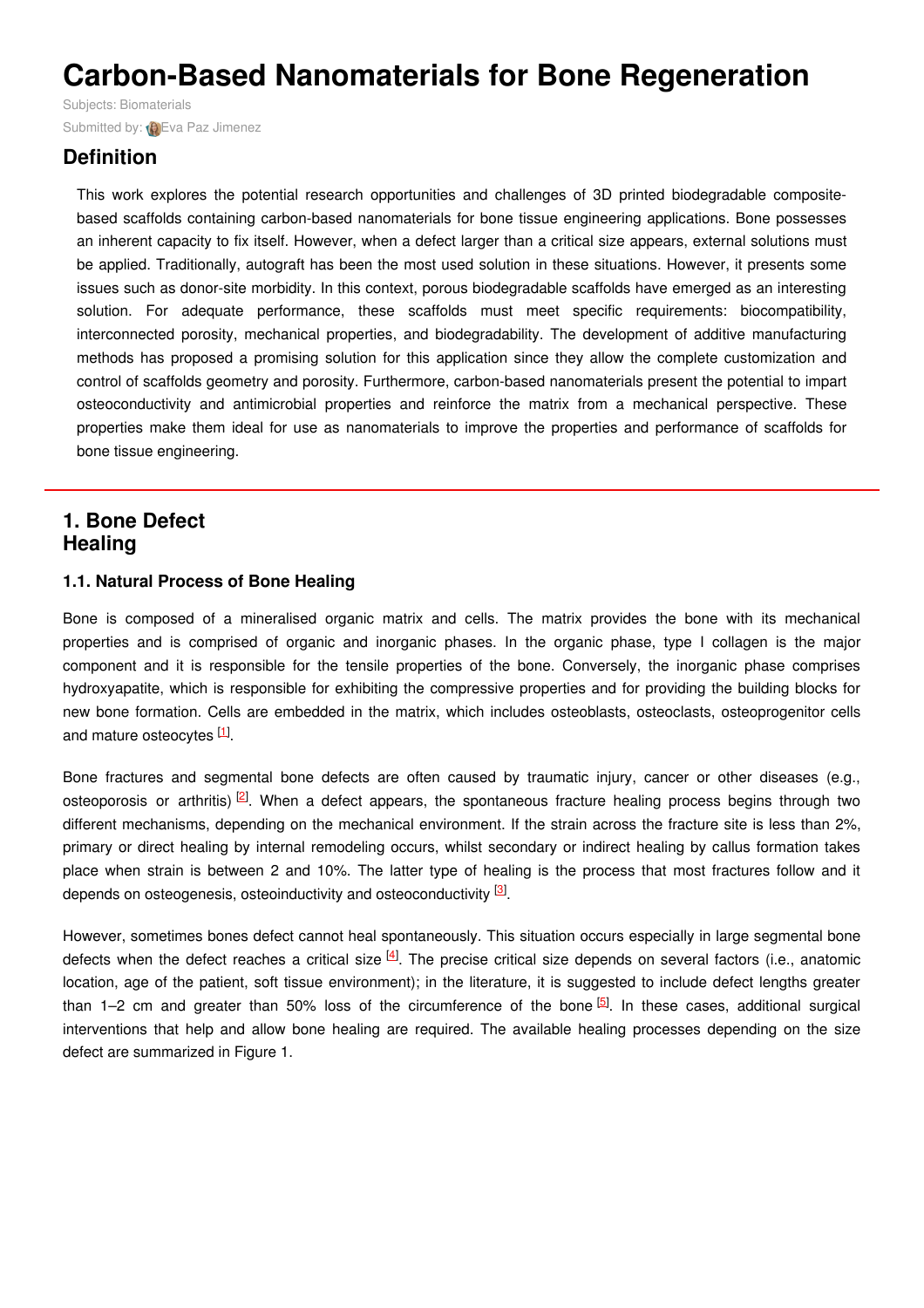# Carbon-Based Nanomaterials for Bone Regeneration

Subjects: Biomaterials

Submitted by: Eva Paz Jimenez

## Definition

This work explores the potential research opportunities and challenges of 3D printed biodegradable composite-based scaffolds containing carbon-based nanomaterials for bone tissue engineering applications. Bone possesses an inherent capacity to fix itself. However, when a defect larger than a critical size appears, external solutions must be applied. Traditionally, autograft has been the most used solution in these situations. However, it presents some issues such as donor-site morbidity. In this context, porous biodegradable scaffolds have emerged as an interesting solution. For adequate performance, these scaffolds must meet specific requirements: biocompatibility, interconnected porosity, mechanical properties, and biodegradability. The development of additive manufacturing methods has proposed a promising solution for this application since they allow the complete customization and control of scaffolds geometry and porosity. Furthermore, carbon-based nanomaterials present the potential to impart osteoconductivity and antimicrobial properties and reinforce the matrix from a mechanical perspective. These properties make them ideal for use as nanomaterials to improve the properties and performance of scaffolds for bone tissue engineering.

## 1. Bone Defect Healing

### 1.1. Natural Process of Bone Healing

Bone is composed of a mineralised organic matrix and cells. The matrix provides the bone with its mechanical properties and is comprised of organic and inorganic phases. In the organic phase, type I collagen is the major component and it is responsible for the tensile properties of the bone. Conversely, the inorganic phase comprises hydroxyapatite, which is responsible for exhibiting the compressive properties and for providing the building blocks for new bone formation. Cells are embedded in the matrix, which includes osteoblasts, osteoclasts, osteoprogenitor cells and mature osteocytes [1].

Bone fractures and segmental bone defects are often caused by traumatic injury, cancer or other diseases (e.g., osteoporosis or arthritis) [2]. When a defect appears, the spontaneous fracture healing process begins through two different mechanisms, depending on the mechanical environment. If the strain across the fracture site is less than 2%, primary or direct healing by internal remodeling occurs, whilst secondary or indirect healing by callus formation takes place when strain is between 2 and 10%. The latter type of healing is the process that most fractures follow and it depends on osteogenesis, osteoinductivity and osteoconductivity [3].

However, sometimes bones defect cannot heal spontaneously. This situation occurs especially in large segmental bone defects when the defect reaches a critical size [4]. The precise critical size depends on several factors (i.e., anatomic location, age of the patient, soft tissue environment); in the literature, it is suggested to include defect lengths greater than 1–2 cm and greater than 50% loss of the circumference of the bone [5]. In these cases, additional surgical interventions that help and allow bone healing are required. The available healing processes depending on the size defect are summarized in Figure 1.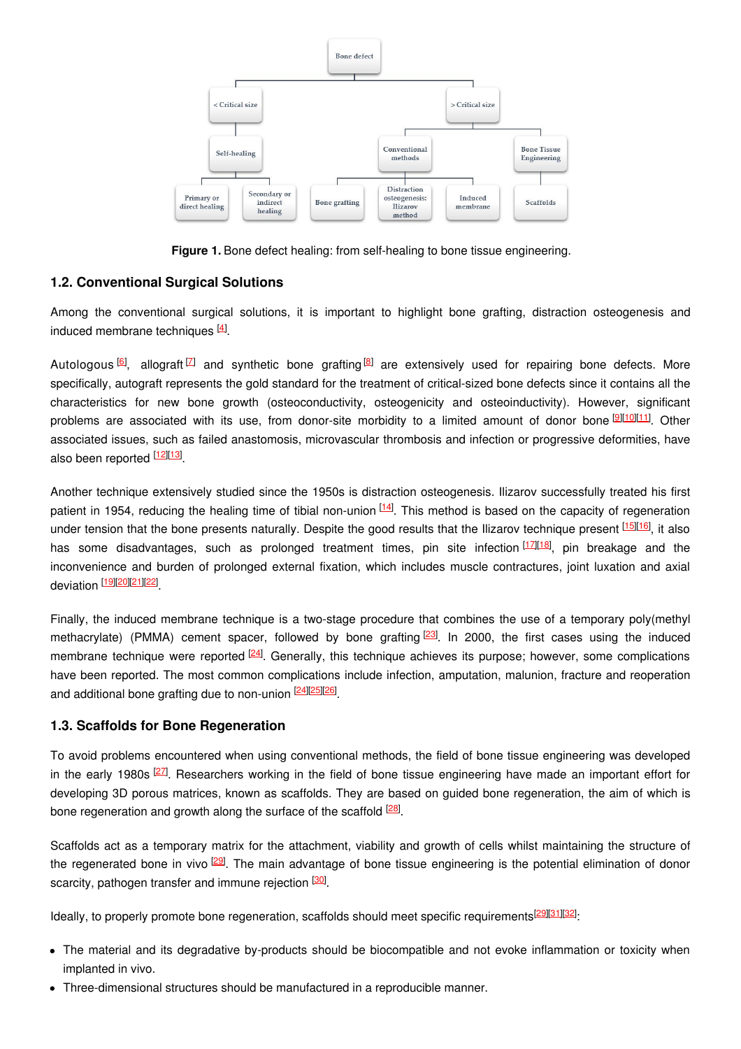**Figure 1.** Bone defect healing: from self-healing to bone tissue engineering.

### 1.2. Conventional Surgical Solutions

Among the conventional surgical solutions, it is important to highlight bone grafting, distraction osteogenesis and induced membrane techniques [4].

Autologous [6], allograft [7] and synthetic bone grafting [8] are extensively used for repairing bone defects. More specifically, autograft represents the gold standard for the treatment of critical-sized bone defects since it contains all the characteristics for new bone growth (osteoconductivity, osteogenicity and osteoinductivity). However, significant problems are associated with its use, from donor-site morbidity to a limited amount of donor bone [9][10][11]. Other associated issues, such as failed anastomosis, microvascular thrombosis and infection or progressive deformities, have also been reported [12][13].

Another technique extensively studied since the 1950s is distraction osteogenesis. Ilizarov successfully treated his first patient in 1954, reducing the healing time of tibial non-union [14]. This method is based on the capacity of regeneration under tension that the bone presents naturally. Despite the good results that the Ilizarov technique present [15][16], it also has some disadvantages, such as prolonged treatment times, pin site infection [17][18], pin breakage and the inconvenience and burden of prolonged external fixation, which includes muscle contractures, joint luxation and axial deviation [19][20][21][22].

Finally, the induced membrane technique is a two-stage procedure that combines the use of a temporary poly(methyl methacrylate) (PMMA) cement spacer, followed by bone grafting [23]. In 2000, the first cases using the induced membrane technique were reported [24]. Generally, this technique achieves its purpose; however, some complications have been reported. The most common complications include infection, amputation, malunion, fracture and reoperation and additional bone grafting due to non-union [24][25][26].

### 1.3. Scaffolds for Bone Regeneration

To avoid problems encountered when using conventional methods, the field of bone tissue engineering was developed in the early 1980s [27]. Researchers working in the field of bone tissue engineering have made an important effort for developing 3D porous matrices, known as scaffolds. They are based on guided bone regeneration, the aim of which is bone regeneration and growth along the surface of the scaffold [28].

Scaffolds act as a temporary matrix for the attachment, viability and growth of cells whilst maintaining the structure of the regenerated bone in vivo [29]. The main advantage of bone tissue engineering is the potential elimination of donor scarcity, pathogen transfer and immune rejection [30].

Ideally, to properly promote bone regeneration, scaffolds should meet specific requirements[29][31][32]:

- The material and its degradative by-products should be biocompatible and not evoke inflammation or toxicity when implanted in vivo.
- Three-dimensional structures should be manufactured in a reproducible manner.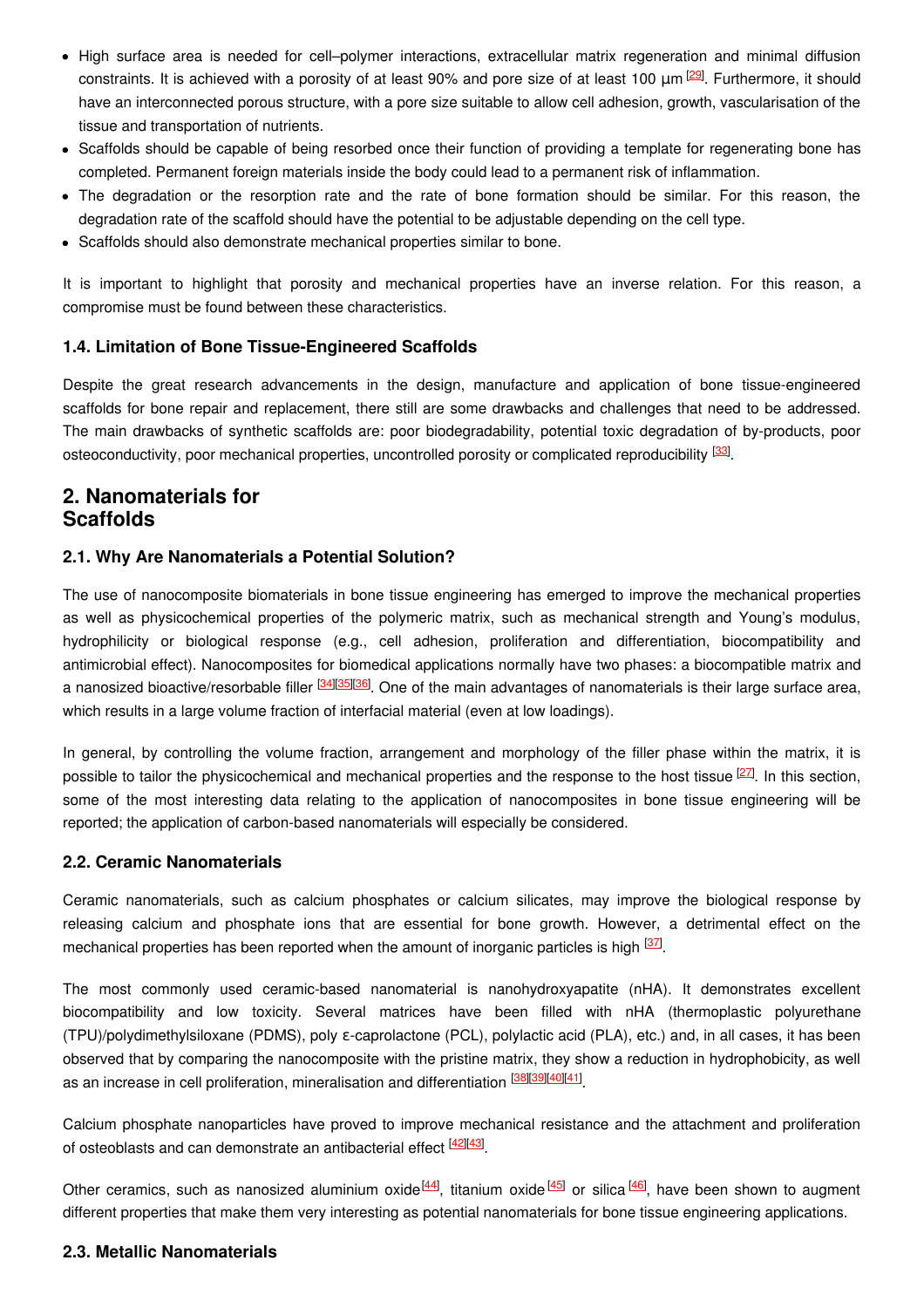- High surface area is needed for cell–polymer interactions, extracellular matrix regeneration and minimal diffusion constraints. It is achieved with a porosity of at least 90% and pore size of at least 100 µm [29]. Furthermore, it should have an interconnected porous structure, with a pore size suitable to allow cell adhesion, growth, vascularisation of the tissue and transportation of nutrients.
- Scaffolds should be capable of being resorbed once their function of providing a template for regenerating bone has completed. Permanent foreign materials inside the body could lead to a permanent risk of inflammation.
- The degradation or the resorption rate and the rate of bone formation should be similar. For this reason, the degradation rate of the scaffold should have the potential to be adjustable depending on the cell type.
- Scaffolds should also demonstrate mechanical properties similar to bone.

It is important to highlight that porosity and mechanical properties have an inverse relation. For this reason, a compromise must be found between these characteristics.

### 1.4. Limitation of Bone Tissue-Engineered Scaffolds

Despite the great research advancements in the design, manufacture and application of bone tissue-engineered scaffolds for bone repair and replacement, there still are some drawbacks and challenges that need to be addressed. The main drawbacks of synthetic scaffolds are: poor biodegradability, potential toxic degradation of by-products, poor osteoconductivity, poor mechanical properties, uncontrolled porosity or complicated reproducibility [33].

## 2. Nanomaterials for Scaffolds

### 2.1. Why Are Nanomaterials a Potential Solution?

The use of nanocomposite biomaterials in bone tissue engineering has emerged to improve the mechanical properties as well as physicochemical properties of the polymeric matrix, such as mechanical strength and Young's modulus, hydrophilicity or biological response (e.g., cell adhesion, proliferation and differentiation, biocompatibility and antimicrobial effect). Nanocomposites for biomedical applications normally have two phases: a biocompatible matrix and a nanosized bioactive/resorbable filler [34][35][36]. One of the main advantages of nanomaterials is their large surface area, which results in a large volume fraction of interfacial material (even at low loadings).

In general, by controlling the volume fraction, arrangement and morphology of the filler phase within the matrix, it is possible to tailor the physicochemical and mechanical properties and the response to the host tissue [27]. In this section, some of the most interesting data relating to the application of nanocomposites in bone tissue engineering will be reported; the application of carbon-based nanomaterials will especially be considered.

### 2.2. Ceramic Nanomaterials

Ceramic nanomaterials, such as calcium phosphates or calcium silicates, may improve the biological response by releasing calcium and phosphate ions that are essential for bone growth. However, a detrimental effect on the mechanical properties has been reported when the amount of inorganic particles is high [37].

The most commonly used ceramic-based nanomaterial is nanohydroxyapatite (nHA). It demonstrates excellent biocompatibility and low toxicity. Several matrices have been filled with nHA (thermoplastic polyurethane (TPU)/polydimethylsiloxane (PDMS), poly ε-caprolactone (PCL), polylactic acid (PLA), etc.) and, in all cases, it has been observed that by comparing the nanocomposite with the pristine matrix, they show a reduction in hydrophobicity, as well as an increase in cell proliferation, mineralisation and differentiation [38][39][40][41].

Calcium phosphate nanoparticles have proved to improve mechanical resistance and the attachment and proliferation of osteoblasts and can demonstrate an antibacterial effect [42][43].

Other ceramics, such as nanosized aluminium oxide [44], titanium oxide [45] or silica [46], have been shown to augment different properties that make them very interesting as potential nanomaterials for bone tissue engineering applications.

### 2.3. Metallic Nanomaterials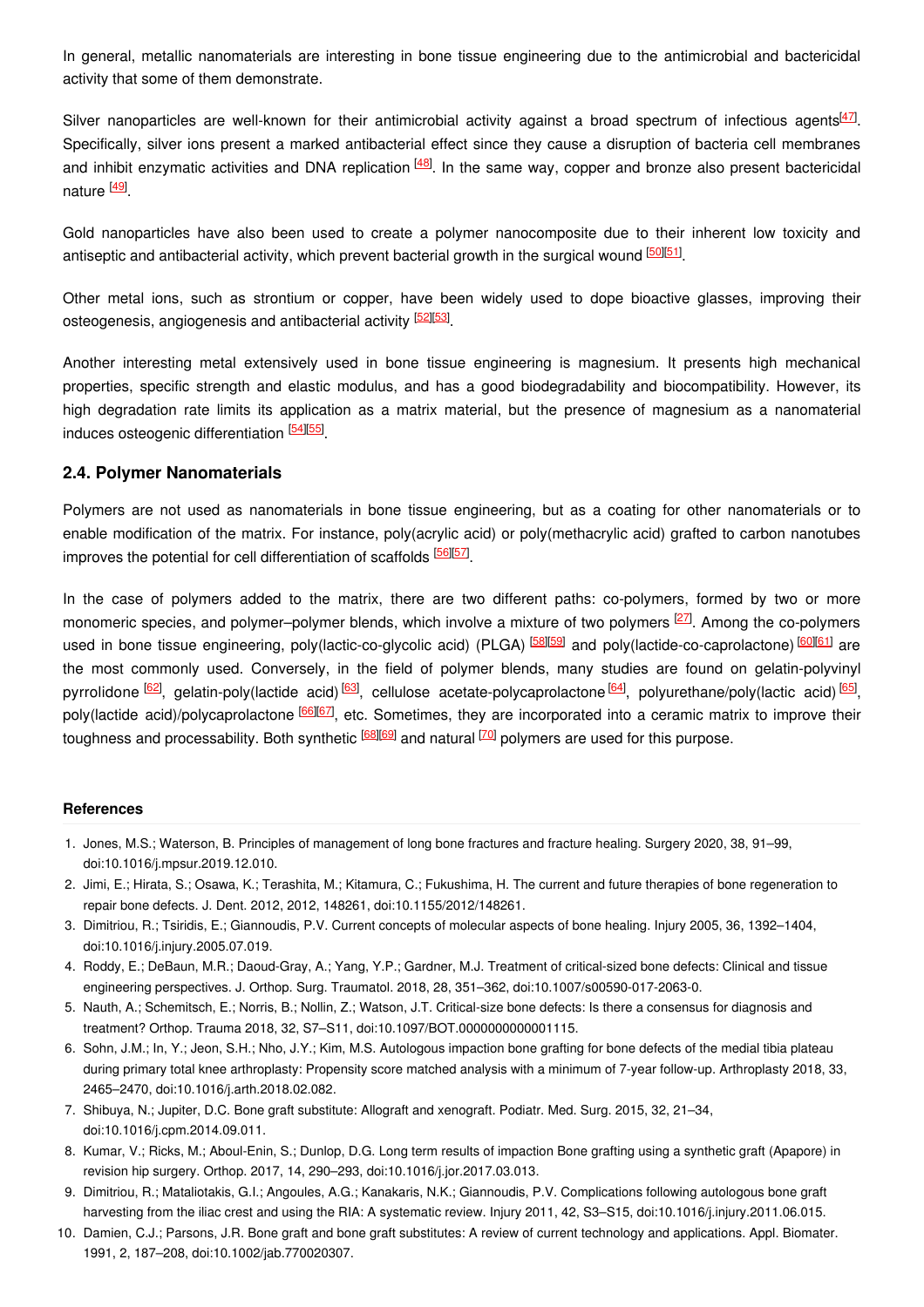In general, metallic nanomaterials are interesting in bone tissue engineering due to the antimicrobial and bactericidal activity that some of them demonstrate.

Silver nanoparticles are well-known for their antimicrobial activity against a broad spectrum of infectious agents[47]. Specifically, silver ions present a marked antibacterial effect since they cause a disruption of bacteria cell membranes and inhibit enzymatic activities and DNA replication [48]. In the same way, copper and bronze also present bactericidal nature [49].

Gold nanoparticles have also been used to create a polymer nanocomposite due to their inherent low toxicity and antiseptic and antibacterial activity, which prevent bacterial growth in the surgical wound [50][51].

Other metal ions, such as strontium or copper, have been widely used to dope bioactive glasses, improving their osteogenesis, angiogenesis and antibacterial activity [52][53].

Another interesting metal extensively used in bone tissue engineering is magnesium. It presents high mechanical properties, specific strength and elastic modulus, and has a good biodegradability and biocompatibility. However, its high degradation rate limits its application as a matrix material, but the presence of magnesium as a nanomaterial induces osteogenic differentiation [54][55].

### 2.4. Polymer Nanomaterials

Polymers are not used as nanomaterials in bone tissue engineering, but as a coating for other nanomaterials or to enable modification of the matrix. For instance, poly(acrylic acid) or poly(methacrylic acid) grafted to carbon nanotubes improves the potential for cell differentiation of scaffolds [56][57].

In the case of polymers added to the matrix, there are two different paths: co-polymers, formed by two or more monomeric species, and polymer–polymer blends, which involve a mixture of two polymers [27]. Among the co-polymers used in bone tissue engineering, poly(lactic-co-glycolic acid) (PLGA) [58][59] and poly(lactide-co-caprolactone) [60][61] are the most commonly used. Conversely, in the field of polymer blends, many studies are found on gelatin-polyvinyl pyrrolidone [62], gelatin-poly(lactide acid) [63], cellulose acetate-polycaprolactone [64], polyurethane/poly(lactic acid) [65], poly(lactide acid)/polycaprolactone [66][67], etc. Sometimes, they are incorporated into a ceramic matrix to improve their toughness and processability. Both synthetic [68][69] and natural [70] polymers are used for this purpose.

#### References

1. Jones, M.S.; Waterson, B. Principles of management of long bone fractures and fracture healing. Surgery 2020, 38, 91–99, doi:10.1016/j.mpsur.2019.12.010.
2. Jimi, E.; Hirata, S.; Osawa, K.; Terashita, M.; Kitamura, C.; Fukushima, H. The current and future therapies of bone regeneration to repair bone defects. J. Dent. 2012, 2012, 148261, doi:10.1155/2012/148261.
3. Dimitriou, R.; Tsiridis, E.; Giannoudis, P.V. Current concepts of molecular aspects of bone healing. Injury 2005, 36, 1392–1404, doi:10.1016/j.injury.2005.07.019.
4. Roddy, E.; DeBaun, M.R.; Daoud-Gray, A.; Yang, Y.P.; Gardner, M.J. Treatment of critical-sized bone defects: Clinical and tissue engineering perspectives. J. Orthop. Surg. Traumatol. 2018, 28, 351–362, doi:10.1007/s00590-017-2063-0.
5. Nauth, A.; Schemitsch, E.; Norris, B.; Nollin, Z.; Watson, J.T. Critical-size bone defects: Is there a consensus for diagnosis and treatment? Orthop. Trauma 2018, 32, S7–S11, doi:10.1097/BOT.0000000000001115.
6. Sohn, J.M.; In, Y.; Jeon, S.H.; Nho, J.Y.; Kim, M.S. Autologous impaction bone grafting for bone defects of the medial tibia plateau during primary total knee arthroplasty: Propensity score matched analysis with a minimum of 7-year follow-up. Arthroplasty 2018, 33, 2465–2470, doi:10.1016/j.arth.2018.02.082.
7. Shibuya, N.; Jupiter, D.C. Bone graft substitute: Allograft and xenograft. Podiatr. Med. Surg. 2015, 32, 21–34, doi:10.1016/j.cpm.2014.09.011.
8. Kumar, V.; Ricks, M.; Aboul-Enin, S.; Dunlop, D.G. Long term results of impaction Bone grafting using a synthetic graft (Apapore) in revision hip surgery. Orthop. 2017, 14, 290–293, doi:10.1016/j.jor.2017.03.013.
9. Dimitriou, R.; Mataliotakis, G.I.; Angoules, A.G.; Kanakaris, N.K.; Giannoudis, P.V. Complications following autologous bone graft harvesting from the iliac crest and using the RIA: A systematic review. Injury 2011, 42, S3–S15, doi:10.1016/j.injury.2011.06.015.
10. Damien, C.J.; Parsons, J.R. Bone graft and bone graft substitutes: A review of current technology and applications. Appl. Biomater. 1991, 2, 187–208, doi:10.1002/jab.770020307.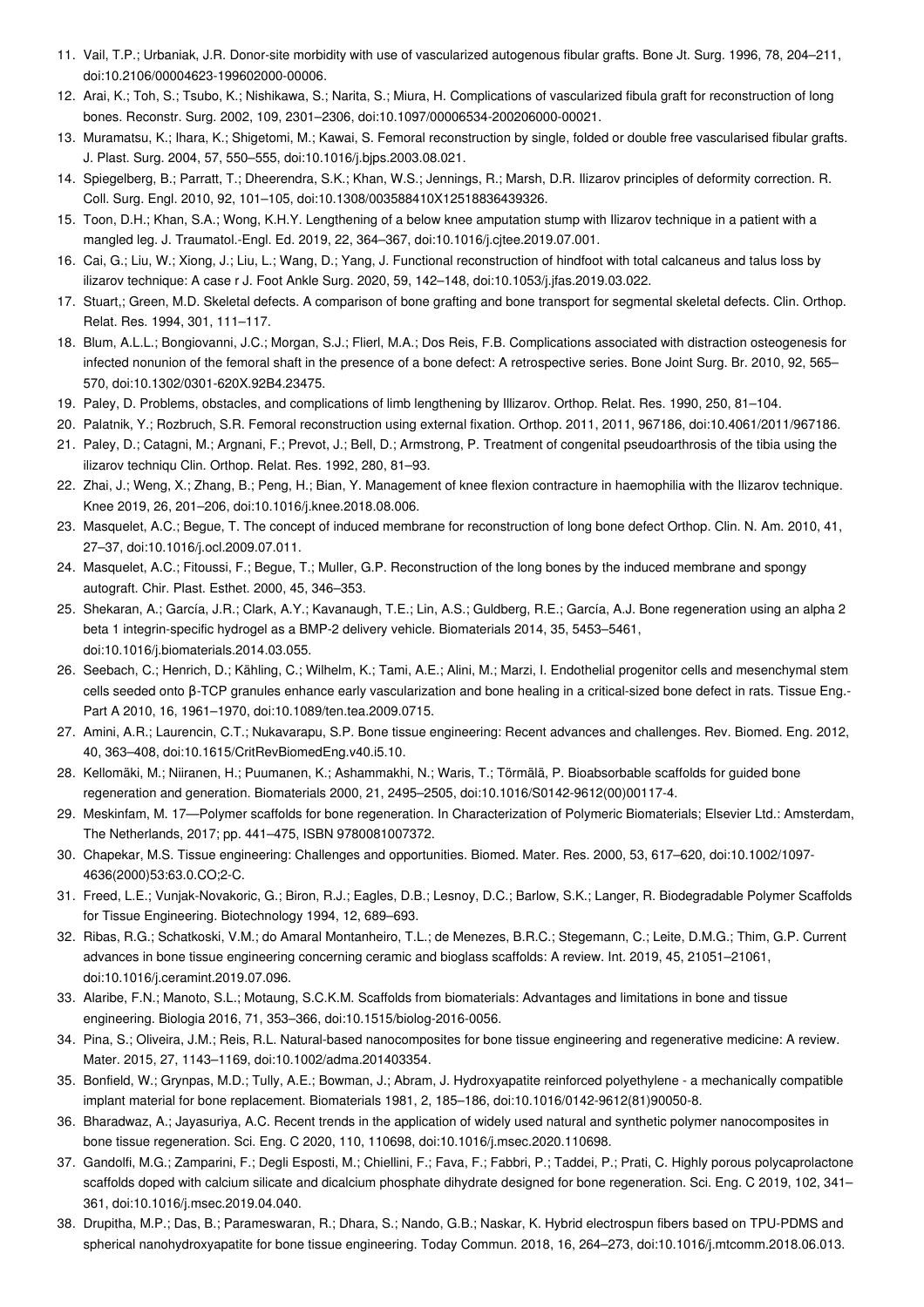11. Vail, T.P.; Urbaniak, J.R. Donor-site morbidity with use of vascularized autogenous fibular grafts. Bone Jt. Surg. 1996, 78, 204–211, doi:10.2106/00004623-199602000-00006.
12. Arai, K.; Toh, S.; Tsubo, K.; Nishikawa, S.; Narita, S.; Miura, H. Complications of vascularized fibula graft for reconstruction of long bones. Reconstr. Surg. 2002, 109, 2301–2306, doi:10.1097/00006534-200206000-00021.
13. Muramatsu, K.; Ihara, K.; Shigetomi, M.; Kawai, S. Femoral reconstruction by single, folded or double free vascularised fibular grafts. J. Plast. Surg. 2004, 57, 550–555, doi:10.1016/j.bjps.2003.08.021.
14. Spiegelberg, B.; Parratt, T.; Dheerendra, S.K.; Khan, W.S.; Jennings, R.; Marsh, D.R. Ilizarov principles of deformity correction. R. Coll. Surg. Engl. 2010, 92, 101–105, doi:10.1308/003588410X12518836439326.
15. Toon, D.H.; Khan, S.A.; Wong, K.H.Y. Lengthening of a below knee amputation stump with Ilizarov technique in a patient with a mangled leg. J. Traumatol.-Engl. Ed. 2019, 22, 364–367, doi:10.1016/j.cjtee.2019.07.001.
16. Cai, G.; Liu, W.; Xiong, J.; Liu, L.; Wang, D.; Yang, J. Functional reconstruction of hindfoot with total calcaneus and talus loss by ilizarov technique: A case r J. Foot Ankle Surg. 2020, 59, 142–148, doi:10.1053/j.jfas.2019.03.022.
17. Stuart,; Green, M.D. Skeletal defects. A comparison of bone grafting and bone transport for segmental skeletal defects. Clin. Orthop. Relat. Res. 1994, 301, 111–117.
18. Blum, A.L.L.; Bongiovanni, J.C.; Morgan, S.J.; Flierl, M.A.; Dos Reis, F.B. Complications associated with distraction osteogenesis for infected nonunion of the femoral shaft in the presence of a bone defect: A retrospective series. Bone Joint Surg. Br. 2010, 92, 565–570, doi:10.1302/0301-620X.92B4.23475.
19. Paley, D. Problems, obstacles, and complications of limb lengthening by Illizarov. Orthop. Relat. Res. 1990, 250, 81–104.
20. Palatnik, Y.; Rozbruch, S.R. Femoral reconstruction using external fixation. Orthop. 2011, 2011, 967186, doi:10.4061/2011/967186.
21. Paley, D.; Catagni, M.; Argnani, F.; Prevot, J.; Bell, D.; Armstrong, P. Treatment of congenital pseudoarthrosis of the tibia using the ilizarov techniqu Clin. Orthop. Relat. Res. 1992, 280, 81–93.
22. Zhai, J.; Weng, X.; Zhang, B.; Peng, H.; Bian, Y. Management of knee flexion contracture in haemophilia with the Ilizarov technique. Knee 2019, 26, 201–206, doi:10.1016/j.knee.2018.08.006.
23. Masquelet, A.C.; Begue, T. The concept of induced membrane for reconstruction of long bone defect Orthop. Clin. N. Am. 2010, 41, 27–37, doi:10.1016/j.ocl.2009.07.011.
24. Masquelet, A.C.; Fitoussi, F.; Begue, T.; Muller, G.P. Reconstruction of the long bones by the induced membrane and spongy autograft. Chir. Plast. Esthet. 2000, 45, 346–353.
25. Shekaran, A.; García, J.R.; Clark, A.Y.; Kavanaugh, T.E.; Lin, A.S.; Guldberg, R.E.; García, A.J. Bone regeneration using an alpha 2 beta 1 integrin-specific hydrogel as a BMP-2 delivery vehicle. Biomaterials 2014, 35, 5453–5461, doi:10.1016/j.biomaterials.2014.03.055.
26. Seebach, C.; Henrich, D.; Kähling, C.; Wilhelm, K.; Tami, A.E.; Alini, M.; Marzi, I. Endothelial progenitor cells and mesenchymal stem cells seeded onto β-TCP granules enhance early vascularization and bone healing in a critical-sized bone defect in rats. Tissue Eng.-Part A 2010, 16, 1961–1970, doi:10.1089/ten.tea.2009.0715.
27. Amini, A.R.; Laurencin, C.T.; Nukavarapu, S.P. Bone tissue engineering: Recent advances and challenges. Rev. Biomed. Eng. 2012, 40, 363–408, doi:10.1615/CritRevBiomedEng.v40.i5.10.
28. Kellomäki, M.; Niiranen, H.; Puumanen, K.; Ashammakhi, N.; Waris, T.; Törmälä, P. Bioabsorbable scaffolds for guided bone regeneration and generation. Biomaterials 2000, 21, 2495–2505, doi:10.1016/S0142-9612(00)00117-4.
29. Meskinfam, M. 17—Polymer scaffolds for bone regeneration. In Characterization of Polymeric Biomaterials; Elsevier Ltd.: Amsterdam, The Netherlands, 2017; pp. 441–475, ISBN 9780081007372.
30. Chapekar, M.S. Tissue engineering: Challenges and opportunities. Biomed. Mater. Res. 2000, 53, 617–620, doi:10.1002/1097-4636(2000)53:63.0.CO;2-C.
31. Freed, L.E.; Vunjak-Novakoric, G.; Biron, R.J.; Eagles, D.B.; Lesnoy, D.C.; Barlow, S.K.; Langer, R. Biodegradable Polymer Scaffolds for Tissue Engineering. Biotechnology 1994, 12, 689–693.
32. Ribas, R.G.; Schatkoski, V.M.; do Amaral Montanheiro, T.L.; de Menezes, B.R.C.; Stegemann, C.; Leite, D.M.G.; Thim, G.P. Current advances in bone tissue engineering concerning ceramic and bioglass scaffolds: A review. Int. 2019, 45, 21051–21061, doi:10.1016/j.ceramint.2019.07.096.
33. Alaribe, F.N.; Manoto, S.L.; Motaung, S.C.K.M. Scaffolds from biomaterials: Advantages and limitations in bone and tissue engineering. Biologia 2016, 71, 353–366, doi:10.1515/biolog-2016-0056.
34. Pina, S.; Oliveira, J.M.; Reis, R.L. Natural-based nanocomposites for bone tissue engineering and regenerative medicine: A review. Mater. 2015, 27, 1143–1169, doi:10.1002/adma.201403354.
35. Bonfield, W.; Grynpas, M.D.; Tully, A.E.; Bowman, J.; Abram, J. Hydroxyapatite reinforced polyethylene - a mechanically compatible implant material for bone replacement. Biomaterials 1981, 2, 185–186, doi:10.1016/0142-9612(81)90050-8.
36. Bharadwaz, A.; Jayasuriya, A.C. Recent trends in the application of widely used natural and synthetic polymer nanocomposites in bone tissue regeneration. Sci. Eng. C 2020, 110, 110698, doi:10.1016/j.msec.2020.110698.
37. Gandolfi, M.G.; Zamparini, F.; Degli Esposti, M.; Chiellini, F.; Fava, F.; Fabbri, P.; Taddei, P.; Prati, C. Highly porous polycaprolactone scaffolds doped with calcium silicate and dicalcium phosphate dihydrate designed for bone regeneration. Sci. Eng. C 2019, 102, 341–361, doi:10.1016/j.msec.2019.04.040.
38. Drupitha, M.P.; Das, B.; Parameswaran, R.; Dhara, S.; Nando, G.B.; Naskar, K. Hybrid electrospun fibers based on TPU-PDMS and spherical nanohydroxyapatite for bone tissue engineering. Today Commun. 2018, 16, 264–273, doi:10.1016/j.mtcomm.2018.06.013.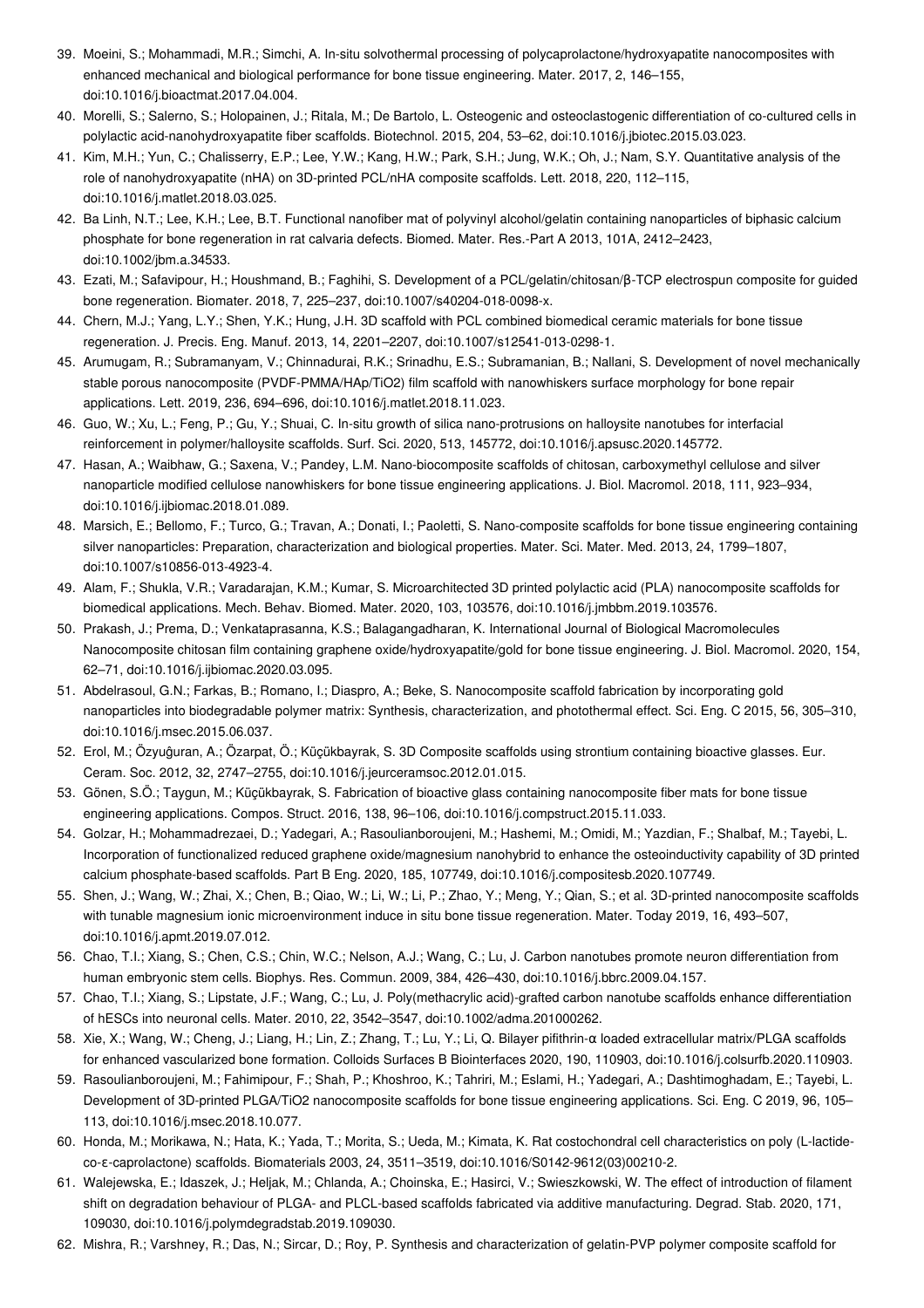39. Moeini, S.; Mohammadi, M.R.; Simchi, A. In-situ solvothermal processing of polycaprolactone/hydroxyapatite nanocomposites with enhanced mechanical and biological performance for bone tissue engineering. Mater. 2017, 2, 146–155, doi:10.1016/j.bioactmat.2017.04.004.
40. Morelli, S.; Salerno, S.; Holopainen, J.; Ritala, M.; De Bartolo, L. Osteogenic and osteoclastogenic differentiation of co-cultured cells in polylactic acid-nanohydroxyapatite fiber scaffolds. Biotechnol. 2015, 204, 53–62, doi:10.1016/j.jbiotec.2015.03.023.
41. Kim, M.H.; Yun, C.; Chalisserry, E.P.; Lee, Y.W.; Kang, H.W.; Park, S.H.; Jung, W.K.; Oh, J.; Nam, S.Y. Quantitative analysis of the role of nanohydroxyapatite (nHA) on 3D-printed PCL/nHA composite scaffolds. Lett. 2018, 220, 112–115, doi:10.1016/j.matlet.2018.03.025.
42. Ba Linh, N.T.; Lee, K.H.; Lee, B.T. Functional nanofiber mat of polyvinyl alcohol/gelatin containing nanoparticles of biphasic calcium phosphate for bone regeneration in rat calvaria defects. Biomed. Mater. Res.-Part A 2013, 101A, 2412–2423, doi:10.1002/jbm.a.34533.
43. Ezati, M.; Safavipour, H.; Houshmand, B.; Faghihi, S. Development of a PCL/gelatin/chitosan/β-TCP electrospun composite for guided bone regeneration. Biomater. 2018, 7, 225–237, doi:10.1007/s40204-018-0098-x.
44. Chern, M.J.; Yang, L.Y.; Shen, Y.K.; Hung, J.H. 3D scaffold with PCL combined biomedical ceramic materials for bone tissue regeneration. J. Precis. Eng. Manuf. 2013, 14, 2201–2207, doi:10.1007/s12541-013-0298-1.
45. Arumugam, R.; Subramanyam, V.; Chinnadurai, R.K.; Srinadhu, E.S.; Subramanian, B.; Nallani, S. Development of novel mechanically stable porous nanocomposite (PVDF-PMMA/HAp/TiO2) film scaffold with nanowhiskers surface morphology for bone repair applications. Lett. 2019, 236, 694–696, doi:10.1016/j.matlet.2018.11.023.
46. Guo, W.; Xu, L.; Feng, P.; Gu, Y.; Shuai, C. In-situ growth of silica nano-protrusions on halloysite nanotubes for interfacial reinforcement in polymer/halloysite scaffolds. Surf. Sci. 2020, 513, 145772, doi:10.1016/j.apsusc.2020.145772.
47. Hasan, A.; Waibhaw, G.; Saxena, V.; Pandey, L.M. Nano-biocomposite scaffolds of chitosan, carboxymethyl cellulose and silver nanoparticle modified cellulose nanowhiskers for bone tissue engineering applications. J. Biol. Macromol. 2018, 111, 923–934, doi:10.1016/j.ijbiomac.2018.01.089.
48. Marsich, E.; Bellomo, F.; Turco, G.; Travan, A.; Donati, I.; Paoletti, S. Nano-composite scaffolds for bone tissue engineering containing silver nanoparticles: Preparation, characterization and biological properties. Mater. Sci. Mater. Med. 2013, 24, 1799–1807, doi:10.1007/s10856-013-4923-4.
49. Alam, F.; Shukla, V.R.; Varadarajan, K.M.; Kumar, S. Microarchitected 3D printed polylactic acid (PLA) nanocomposite scaffolds for biomedical applications. Mech. Behav. Biomed. Mater. 2020, 103, 103576, doi:10.1016/j.jmbbm.2019.103576.
50. Prakash, J.; Prema, D.; Venkataprasanna, K.S.; Balagangadharan, K. International Journal of Biological Macromolecules Nanocomposite chitosan film containing graphene oxide/hydroxyapatite/gold for bone tissue engineering. J. Biol. Macromol. 2020, 154, 62–71, doi:10.1016/j.ijbiomac.2020.03.095.
51. Abdelrasoul, G.N.; Farkas, B.; Romano, I.; Diaspro, A.; Beke, S. Nanocomposite scaffold fabrication by incorporating gold nanoparticles into biodegradable polymer matrix: Synthesis, characterization, and photothermal effect. Sci. Eng. C 2015, 56, 305–310, doi:10.1016/j.msec.2015.06.037.
52. Erol, M.; Özyuĝuran, A.; Özarpat, Ö.; Küçükbayrak, S. 3D Composite scaffolds using strontium containing bioactive glasses. Eur. Ceram. Soc. 2012, 32, 2747–2755, doi:10.1016/j.jeurceramsoc.2012.01.015.
53. Gönen, S.Ö.; Taygun, M.; Küçükbayrak, S. Fabrication of bioactive glass containing nanocomposite fiber mats for bone tissue engineering applications. Compos. Struct. 2016, 138, 96–106, doi:10.1016/j.compstruct.2015.11.033.
54. Golzar, H.; Mohammadrezaei, D.; Yadegari, A.; Rasoulianboroujeni, M.; Hashemi, M.; Omidi, M.; Yazdian, F.; Shalbaf, M.; Tayebi, L. Incorporation of functionalized reduced graphene oxide/magnesium nanohybrid to enhance the osteoinductivity capability of 3D printed calcium phosphate-based scaffolds. Part B Eng. 2020, 185, 107749, doi:10.1016/j.compositesb.2020.107749.
55. Shen, J.; Wang, W.; Zhai, X.; Chen, B.; Qiao, W.; Li, W.; Li, P.; Zhao, Y.; Meng, Y.; Qian, S.; et al. 3D-printed nanocomposite scaffolds with tunable magnesium ionic microenvironment induce in situ bone tissue regeneration. Mater. Today 2019, 16, 493–507, doi:10.1016/j.apmt.2019.07.012.
56. Chao, T.I.; Xiang, S.; Chen, C.S.; Chin, W.C.; Nelson, A.J.; Wang, C.; Lu, J. Carbon nanotubes promote neuron differentiation from human embryonic stem cells. Biophys. Res. Commun. 2009, 384, 426–430, doi:10.1016/j.bbrc.2009.04.157.
57. Chao, T.I.; Xiang, S.; Lipstate, J.F.; Wang, C.; Lu, J. Poly(methacrylic acid)-grafted carbon nanotube scaffolds enhance differentiation of hESCs into neuronal cells. Mater. 2010, 22, 3542–3547, doi:10.1002/adma.201000262.
58. Xie, X.; Wang, W.; Cheng, J.; Liang, H.; Lin, Z.; Zhang, T.; Lu, Y.; Li, Q. Bilayer pifithrin-α loaded extracellular matrix/PLGA scaffolds for enhanced vascularized bone formation. Colloids Surfaces B Biointerfaces 2020, 190, 110903, doi:10.1016/j.colsurfb.2020.110903.
59. Rasoulianboroujeni, M.; Fahimipour, F.; Shah, P.; Khoshroo, K.; Tahriri, M.; Eslami, H.; Yadegari, A.; Dashtimoghadam, E.; Tayebi, L. Development of 3D-printed PLGA/TiO2 nanocomposite scaffolds for bone tissue engineering applications. Sci. Eng. C 2019, 96, 105–113, doi:10.1016/j.msec.2018.10.077.
60. Honda, M.; Morikawa, N.; Hata, K.; Yada, T.; Morita, S.; Ueda, M.; Kimata, K. Rat costochondral cell characteristics on poly (L-lactide-co-ε-caprolactone) scaffolds. Biomaterials 2003, 24, 3511–3519, doi:10.1016/S0142-9612(03)00210-2.
61. Walejewska, E.; Idaszek, J.; Heljak, M.; Chlanda, A.; Choinska, E.; Hasirci, V.; Swieszkowski, W. The effect of introduction of filament shift on degradation behaviour of PLGA- and PLCL-based scaffolds fabricated via additive manufacturing. Degrad. Stab. 2020, 171, 109030, doi:10.1016/j.polymdegradstab.2019.109030.
62. Mishra, R.; Varshney, R.; Das, N.; Sircar, D.; Roy, P. Synthesis and characterization of gelatin-PVP polymer composite scaffold for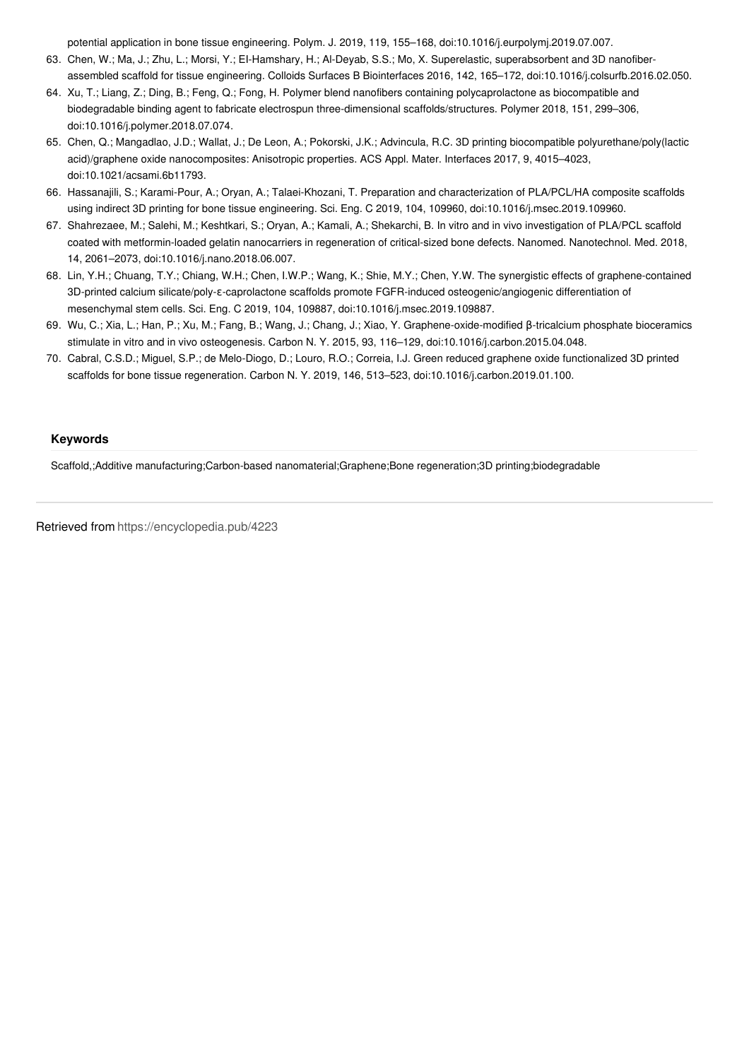potential application in bone tissue engineering. Polym. J. 2019, 119, 155–168, doi:10.1016/j.eurpolymj.2019.07.007.

63. Chen, W.; Ma, J.; Zhu, L.; Morsi, Y.; El-Hamshary, H.; Al-Deyab, S.S.; Mo, X. Superelastic, superabsorbent and 3D nanofiber-assembled scaffold for tissue engineering. Colloids Surfaces B Biointerfaces 2016, 142, 165–172, doi:10.1016/j.colsurfb.2016.02.050.
64. Xu, T.; Liang, Z.; Ding, B.; Feng, Q.; Fong, H. Polymer blend nanofibers containing polycaprolactone as biocompatible and biodegradable binding agent to fabricate electrospun three-dimensional scaffolds/structures. Polymer 2018, 151, 299–306, doi:10.1016/j.polymer.2018.07.074.
65. Chen, Q.; Mangadlao, J.D.; Wallat, J.; De Leon, A.; Pokorski, J.K.; Advincula, R.C. 3D printing biocompatible polyurethane/poly(lactic acid)/graphene oxide nanocomposites: Anisotropic properties. ACS Appl. Mater. Interfaces 2017, 9, 4015–4023, doi:10.1021/acsami.6b11793.
66. Hassanajili, S.; Karami-Pour, A.; Oryan, A.; Talaei-Khozani, T. Preparation and characterization of PLA/PCL/HA composite scaffolds using indirect 3D printing for bone tissue engineering. Sci. Eng. C 2019, 104, 109960, doi:10.1016/j.msec.2019.109960.
67. Shahrezaee, M.; Salehi, M.; Keshtkari, S.; Oryan, A.; Kamali, A.; Shekarchi, B. In vitro and in vivo investigation of PLA/PCL scaffold coated with metformin-loaded gelatin nanocarriers in regeneration of critical-sized bone defects. Nanomed. Nanotechnol. Med. 2018, 14, 2061–2073, doi:10.1016/j.nano.2018.06.007.
68. Lin, Y.H.; Chuang, T.Y.; Chiang, W.H.; Chen, I.W.P.; Wang, K.; Shie, M.Y.; Chen, Y.W. The synergistic effects of graphene-contained 3D-printed calcium silicate/poly-ε-caprolactone scaffolds promote FGFR-induced osteogenic/angiogenic differentiation of mesenchymal stem cells. Sci. Eng. C 2019, 104, 109887, doi:10.1016/j.msec.2019.109887.
69. Wu, C.; Xia, L.; Han, P.; Xu, M.; Fang, B.; Wang, J.; Chang, J.; Xiao, Y. Graphene-oxide-modified β-tricalcium phosphate bioceramics stimulate in vitro and in vivo osteogenesis. Carbon N. Y. 2015, 93, 116–129, doi:10.1016/j.carbon.2015.04.048.
70. Cabral, C.S.D.; Miguel, S.P.; de Melo-Diogo, D.; Louro, R.O.; Correia, I.J. Green reduced graphene oxide functionalized 3D printed scaffolds for bone tissue regeneration. Carbon N. Y. 2019, 146, 513–523, doi:10.1016/j.carbon.2019.01.100.

### Keywords

Scaffold,;Additive manufacturing;Carbon-based nanomaterial;Graphene;Bone regeneration;3D printing;biodegradable

Retrieved from https://encyclopedia.pub/4223